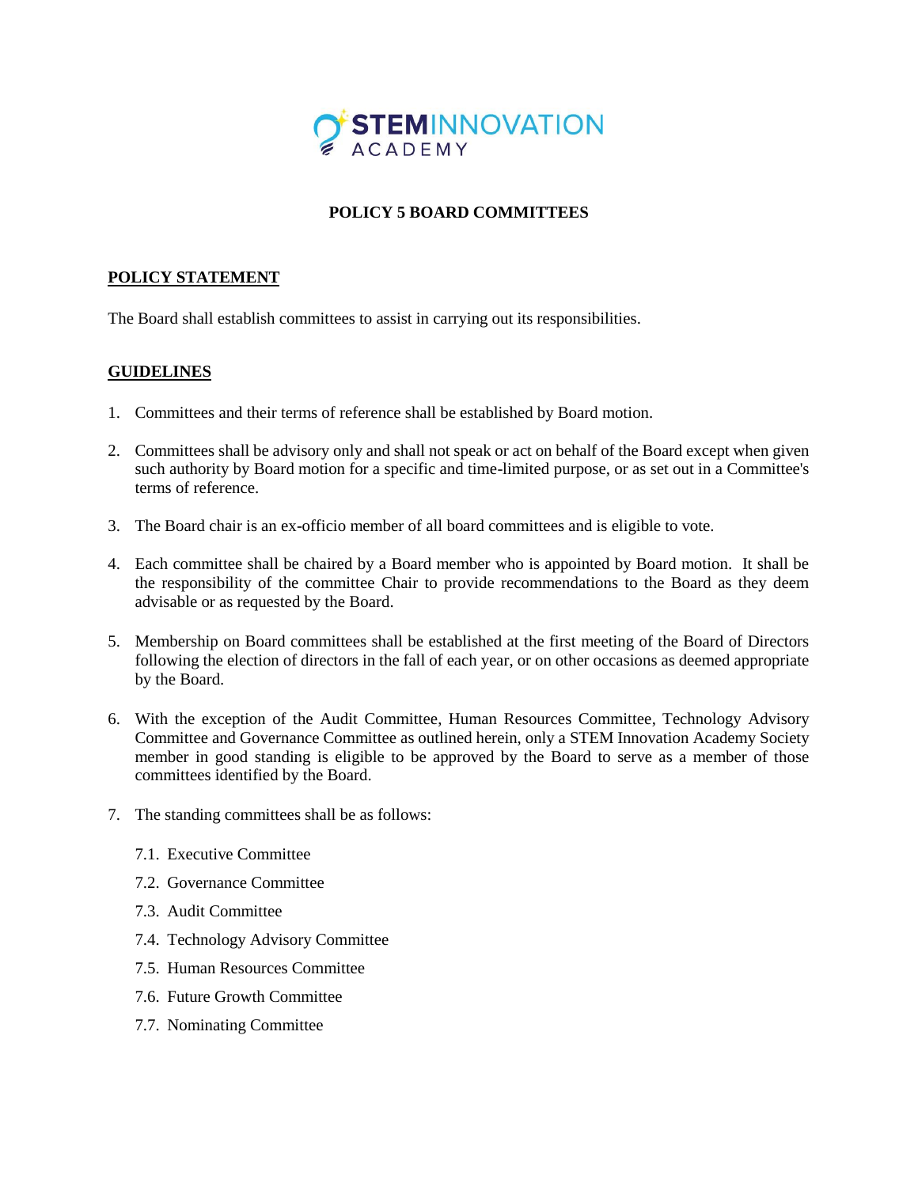STEMINNOVATION ACADEMY

# POLICY 5 BOARD COMMITTEES

## POLICY STATEMENT

The Board shall establish committees to assist in carrying out its responsibilities.

## GUIDELINES

1. Committees and their terms of reference shall be established by Board motion.

2. Committees shall be advisory only and shall not speak or act on behalf of the Board except when given such authority by Board motion for a specific and time-limited purpose, or as set out in a Committee's terms of reference.

3. The Board chair is an ex-officio member of all board committees and is eligible to vote.

4. Each committee shall be chaired by a Board member who is appointed by Board motion. It shall be the responsibility of the committee Chair to provide recommendations to the Board as they deem advisable or as requested by the Board.

5. Membership on Board committees shall be established at the first meeting of the Board of Directors following the election of directors in the fall of each year, or on other occasions as deemed appropriate by the Board.

6. With the exception of the Audit Committee, Human Resources Committee, Technology Advisory Committee and Governance Committee as outlined herein, only a STEM Innovation Academy Society member in good standing is eligible to be approved by the Board to serve as a member of those committees identified by the Board.

7. The standing committees shall be as follows:

   7.1. Executive Committee

   7.2. Governance Committee

   7.3. Audit Committee

   7.4. Technology Advisory Committee

   7.5. Human Resources Committee

   7.6. Future Growth Committee

   7.7. Nominating Committee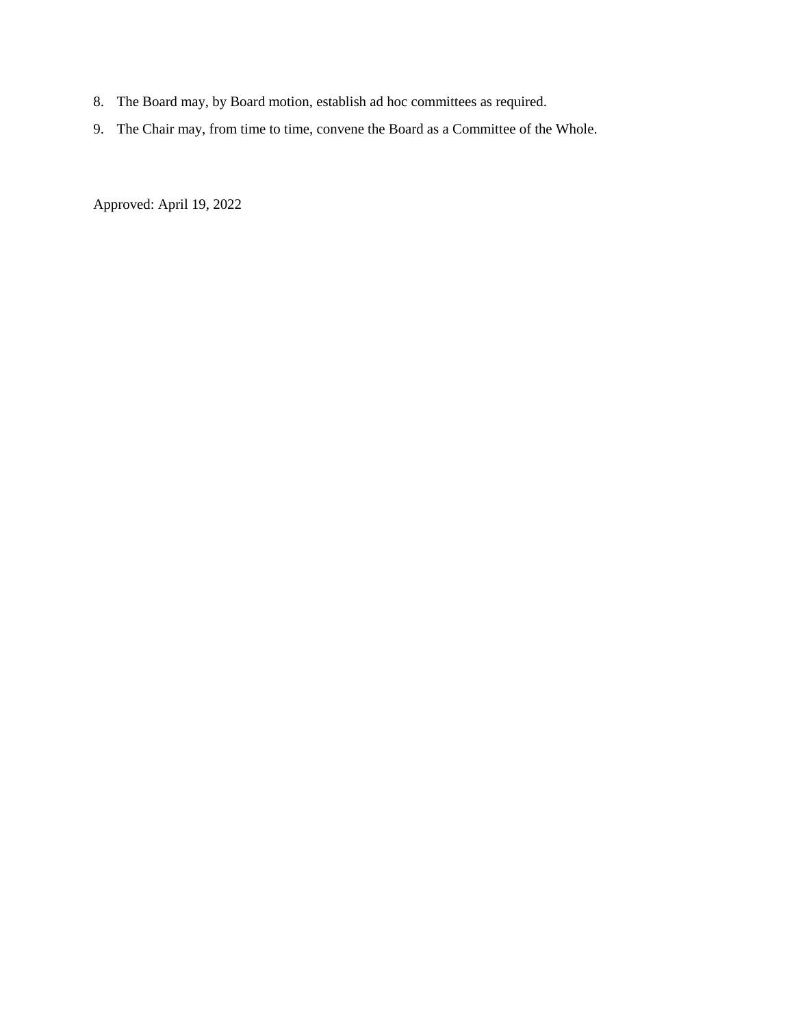8. The Board may, by Board motion, establish ad hoc committees as required.
9. The Chair may, from time to time, convene the Board as a Committee of the Whole.

Approved: April 19, 2022